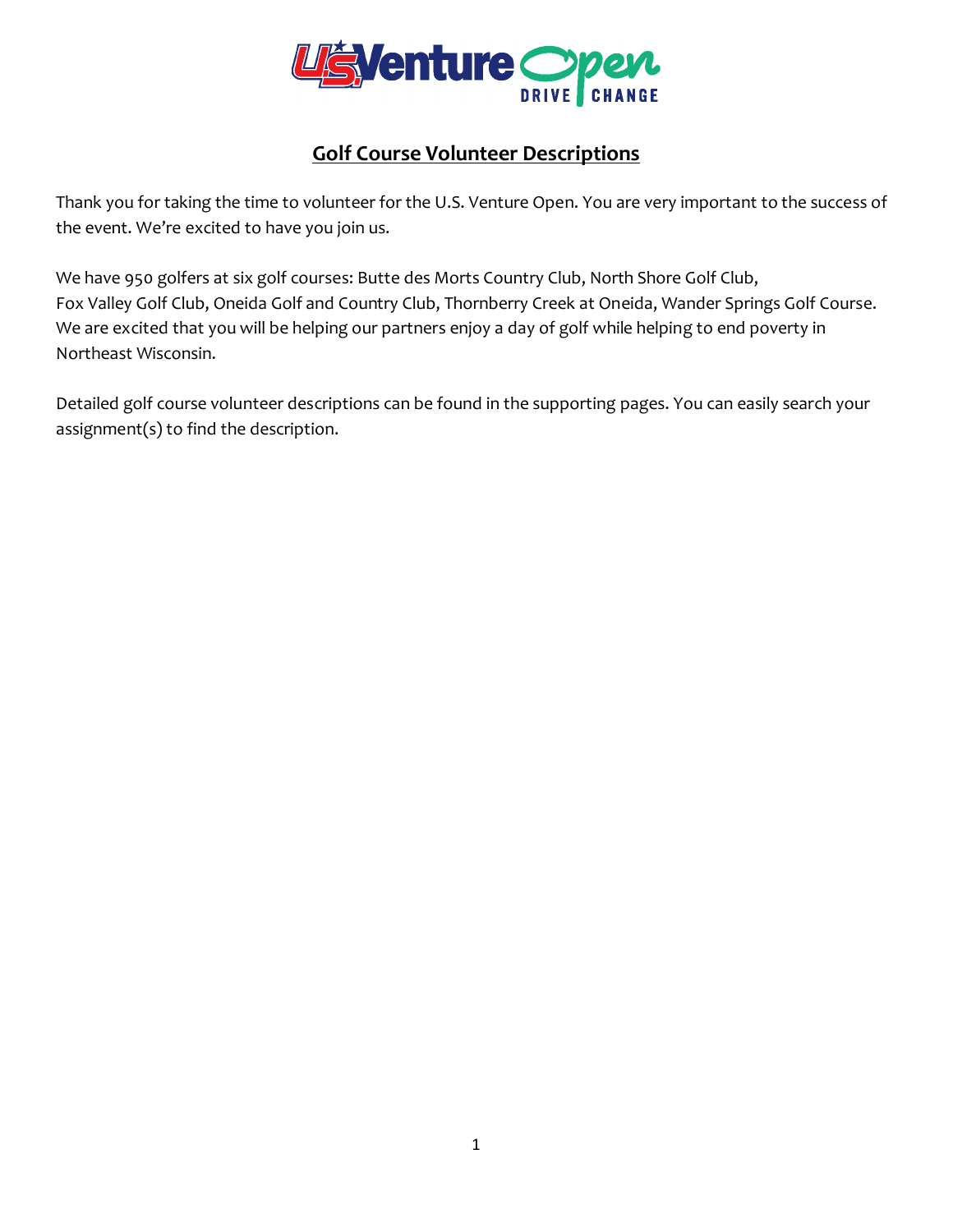# Golf Course Volunteer Descriptions

Thank you for taking the time to volunteer for the U.S. Venture Open. You are very important to the success of the event. We're excited to have you join us.

We have 950 golfers at six golf courses: Butte des Morts Country Club, North Shore Golf Club, Fox Valley Golf Club, Oneida Golf and Country Club, Thornberry Creek at Oneida, Wander Springs Golf Course. We are excited that you will be helping our partners enjoy a day of golf while helping to end poverty in Northeast Wisconsin.

Detailed golf course volunteer descriptions can be found in the supporting pages. You can easily search your assignment(s) to find the description.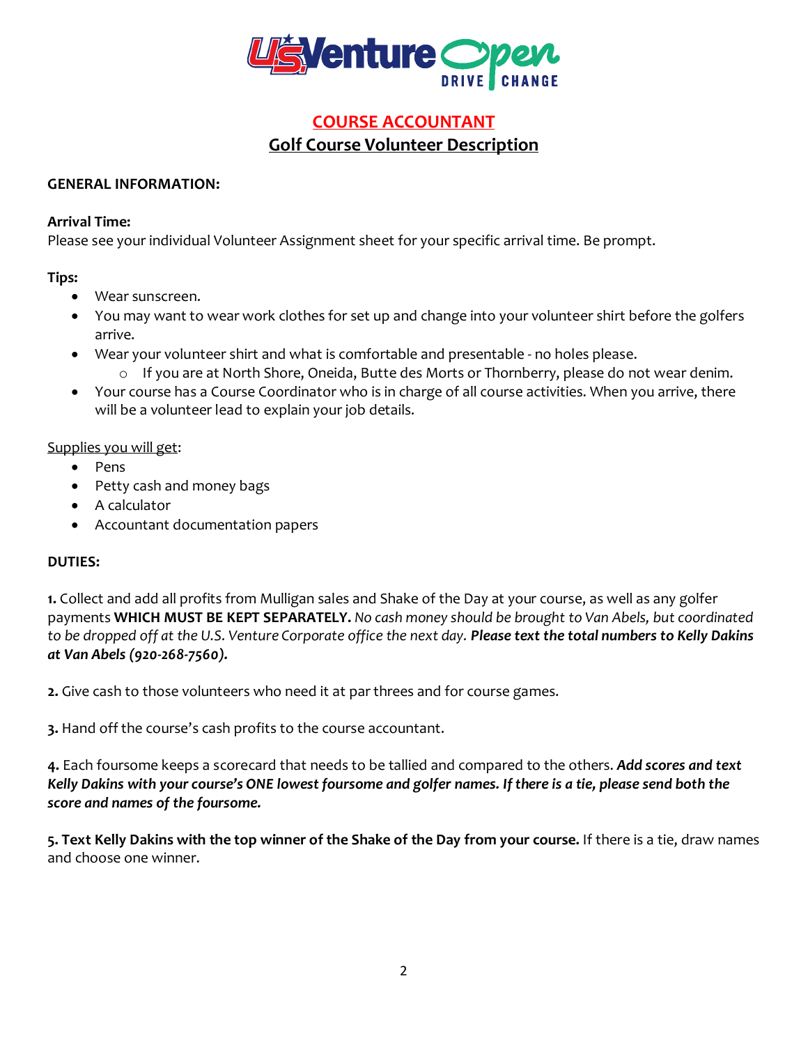# COURSE ACCOUNTANT

## Golf Course Volunteer Description

**GENERAL INFORMATION:**

**Arrival Time:**
Please see your individual Volunteer Assignment sheet for your specific arrival time. Be prompt.

**Tips:**

- Wear sunscreen.
- You may want to wear work clothes for set up and change into your volunteer shirt before the golfers arrive.
- Wear your volunteer shirt and what is comfortable and presentable - no holes please.
  - If you are at North Shore, Oneida, Butte des Morts or Thornberry, please do not wear denim.
- Your course has a Course Coordinator who is in charge of all course activities. When you arrive, there will be a volunteer lead to explain your job details.

Supplies you will get:

- Pens
- Petty cash and money bags
- A calculator
- Accountant documentation papers

**DUTIES:**

**1.** Collect and add all profits from Mulligan sales and Shake of the Day at your course, as well as any golfer payments **WHICH MUST BE KEPT SEPARATELY.** *No cash money should be brought to Van Abels, but coordinated to be dropped off at the U.S. Venture Corporate office the next day.* ***Please text the total numbers to Kelly Dakins at Van Abels (920-268-7560).***

**2.** Give cash to those volunteers who need it at par threes and for course games.

**3.** Hand off the course's cash profits to the course accountant.

**4.** Each foursome keeps a scorecard that needs to be tallied and compared to the others. ***Add scores and text Kelly Dakins with your course's ONE lowest foursome and golfer names. If there is a tie, please send both the score and names of the foursome.***

**5. Text Kelly Dakins with the top winner of the Shake of the Day from your course.** If there is a tie, draw names and choose one winner.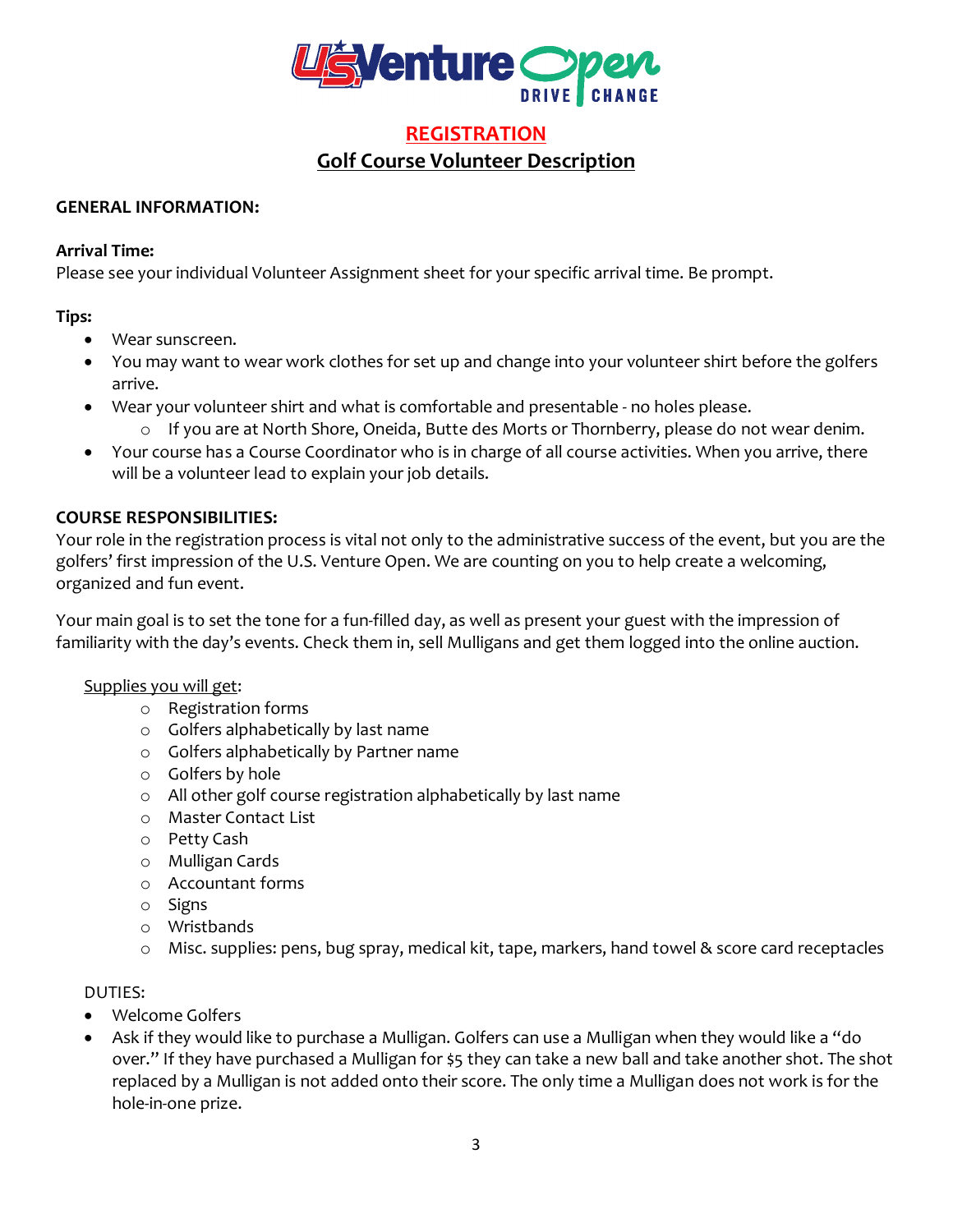# REGISTRATION

## Golf Course Volunteer Description

**GENERAL INFORMATION:**

**Arrival Time:**
Please see your individual Volunteer Assignment sheet for your specific arrival time. Be prompt.

**Tips:**

- Wear sunscreen.
- You may want to wear work clothes for set up and change into your volunteer shirt before the golfers arrive.
- Wear your volunteer shirt and what is comfortable and presentable - no holes please.
  - If you are at North Shore, Oneida, Butte des Morts or Thornberry, please do not wear denim.
- Your course has a Course Coordinator who is in charge of all course activities. When you arrive, there will be a volunteer lead to explain your job details.

**COURSE RESPONSIBILITIES:**
Your role in the registration process is vital not only to the administrative success of the event, but you are the golfers' first impression of the U.S. Venture Open. We are counting on you to help create a welcoming, organized and fun event.

Your main goal is to set the tone for a fun-filled day, as well as present your guest with the impression of familiarity with the day's events. Check them in, sell Mulligans and get them logged into the online auction.

Supplies you will get:

- Registration forms
- Golfers alphabetically by last name
- Golfers alphabetically by Partner name
- Golfers by hole
- All other golf course registration alphabetically by last name
- Master Contact List
- Petty Cash
- Mulligan Cards
- Accountant forms
- Signs
- Wristbands
- Misc. supplies: pens, bug spray, medical kit, tape, markers, hand towel & score card receptacles

DUTIES:

- Welcome Golfers
- Ask if they would like to purchase a Mulligan. Golfers can use a Mulligan when they would like a "do over." If they have purchased a Mulligan for $5 they can take a new ball and take another shot. The shot replaced by a Mulligan is not added onto their score. The only time a Mulligan does not work is for the hole-in-one prize.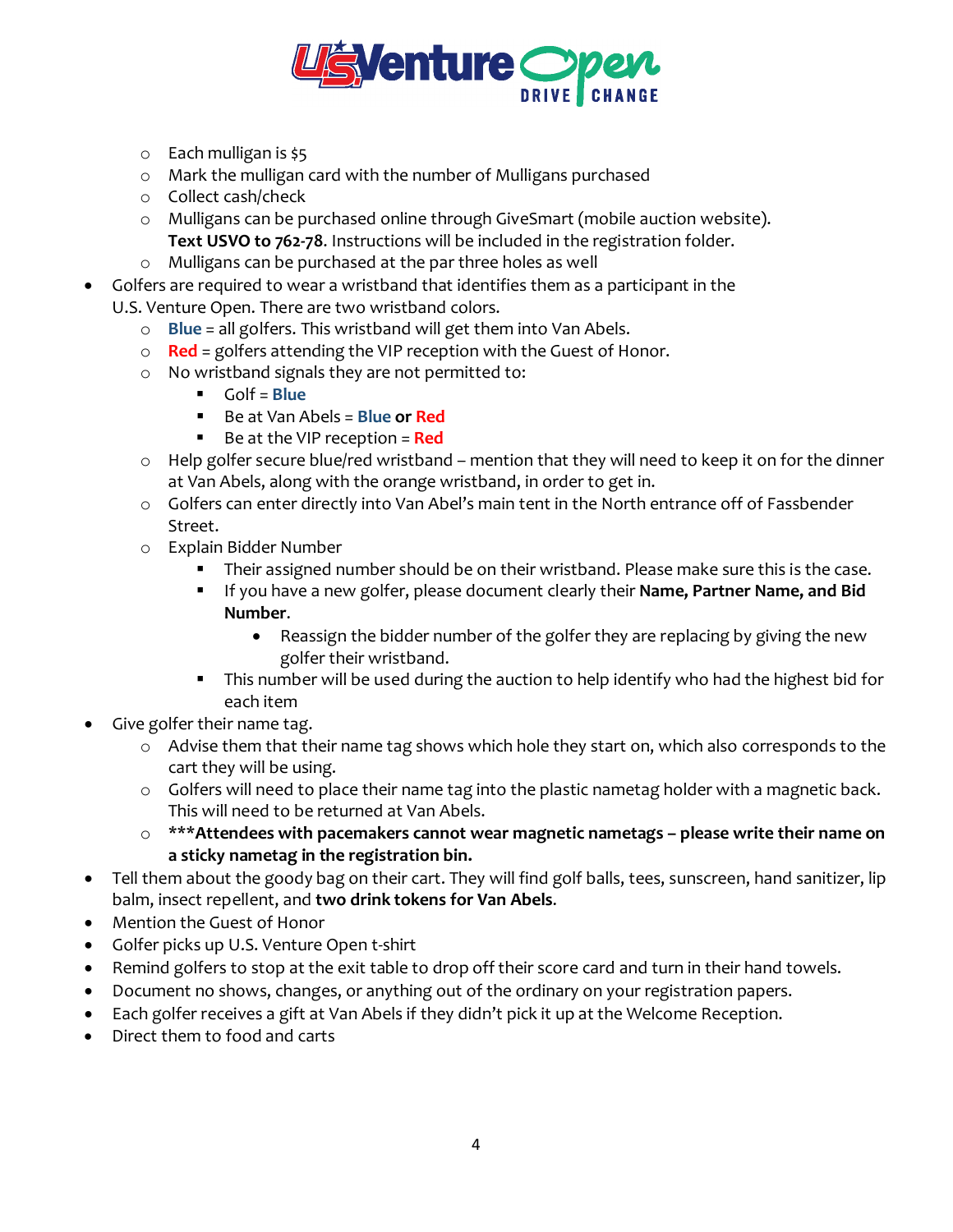- Each mulligan is $5
- Mark the mulligan card with the number of Mulligans purchased
- Collect cash/check
- Mulligans can be purchased online through GiveSmart (mobile auction website). **Text USVO to 762-78**. Instructions will be included in the registration folder.
- Mulligans can be purchased at the par three holes as well

- Golfers are required to wear a wristband that identifies them as a participant in the U.S. Venture Open. There are two wristband colors.
  - **Blue** = all golfers. This wristband will get them into Van Abels.
  - **Red** = golfers attending the VIP reception with the Guest of Honor.
  - No wristband signals they are not permitted to:
    - Golf = **Blue**
    - Be at Van Abels = **Blue or Red**
    - Be at the VIP reception = **Red**
  - Help golfer secure blue/red wristband – mention that they will need to keep it on for the dinner at Van Abels, along with the orange wristband, in order to get in.
  - Golfers can enter directly into Van Abel's main tent in the North entrance off of Fassbender Street.
  - Explain Bidder Number
    - Their assigned number should be on their wristband. Please make sure this is the case.
    - If you have a new golfer, please document clearly their **Name, Partner Name, and Bid Number**.
      - Reassign the bidder number of the golfer they are replacing by giving the new golfer their wristband.
    - This number will be used during the auction to help identify who had the highest bid for each item
- Give golfer their name tag.
  - Advise them that their name tag shows which hole they start on, which also corresponds to the cart they will be using.
  - Golfers will need to place their name tag into the plastic nametag holder with a magnetic back. This will need to be returned at Van Abels.
  - ***Attendees with pacemakers cannot wear magnetic nametags – please write their name on a sticky nametag in the registration bin.**
- Tell them about the goody bag on their cart. They will find golf balls, tees, sunscreen, hand sanitizer, lip balm, insect repellent, and **two drink tokens for Van Abels**.
- Mention the Guest of Honor
- Golfer picks up U.S. Venture Open t-shirt
- Remind golfers to stop at the exit table to drop off their score card and turn in their hand towels.
- Document no shows, changes, or anything out of the ordinary on your registration papers.
- Each golfer receives a gift at Van Abels if they didn't pick it up at the Welcome Reception.
- Direct them to food and carts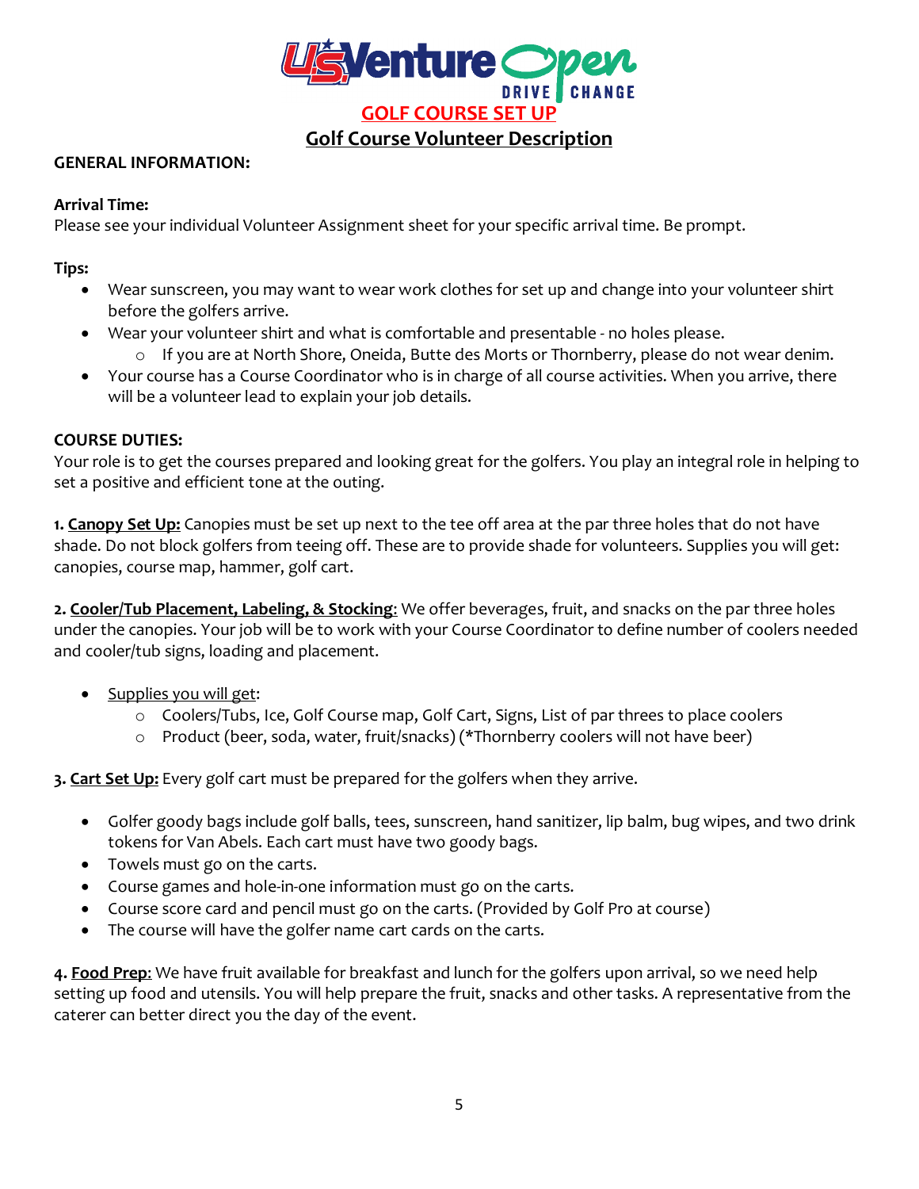# GOLF COURSE SET UP

## Golf Course Volunteer Description

**GENERAL INFORMATION:**

**Arrival Time:**
Please see your individual Volunteer Assignment sheet for your specific arrival time. Be prompt.

**Tips:**

- Wear sunscreen, you may want to wear work clothes for set up and change into your volunteer shirt before the golfers arrive.
- Wear your volunteer shirt and what is comfortable and presentable - no holes please.
  - If you are at North Shore, Oneida, Butte des Morts or Thornberry, please do not wear denim.
- Your course has a Course Coordinator who is in charge of all course activities. When you arrive, there will be a volunteer lead to explain your job details.

**COURSE DUTIES:**
Your role is to get the courses prepared and looking great for the golfers. You play an integral role in helping to set a positive and efficient tone at the outing.

**1. Canopy Set Up:** Canopies must be set up next to the tee off area at the par three holes that do not have shade. Do not block golfers from teeing off. These are to provide shade for volunteers. Supplies you will get: canopies, course map, hammer, golf cart.

**2. Cooler/Tub Placement, Labeling, & Stocking**: We offer beverages, fruit, and snacks on the par three holes under the canopies. Your job will be to work with your Course Coordinator to define number of coolers needed and cooler/tub signs, loading and placement.

- Supplies you will get:
  - Coolers/Tubs, Ice, Golf Course map, Golf Cart, Signs, List of par threes to place coolers
  - Product (beer, soda, water, fruit/snacks) (*Thornberry coolers will not have beer)

**3. Cart Set Up:** Every golf cart must be prepared for the golfers when they arrive.

- Golfer goody bags include golf balls, tees, sunscreen, hand sanitizer, lip balm, bug wipes, and two drink tokens for Van Abels. Each cart must have two goody bags.
- Towels must go on the carts.
- Course games and hole-in-one information must go on the carts.
- Course score card and pencil must go on the carts. (Provided by Golf Pro at course)
- The course will have the golfer name cart cards on the carts.

**4. Food Prep**: We have fruit available for breakfast and lunch for the golfers upon arrival, so we need help setting up food and utensils. You will help prepare the fruit, snacks and other tasks. A representative from the caterer can better direct you the day of the event.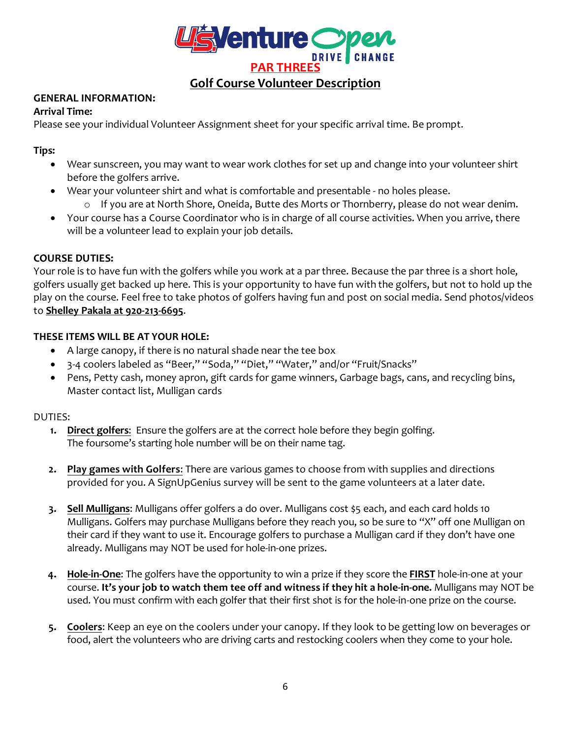# PAR THREES

## Golf Course Volunteer Description

**GENERAL INFORMATION:**

**Arrival Time:**

Please see your individual Volunteer Assignment sheet for your specific arrival time. Be prompt.

**Tips:**

- Wear sunscreen, you may want to wear work clothes for set up and change into your volunteer shirt before the golfers arrive.
- Wear your volunteer shirt and what is comfortable and presentable - no holes please.
    - If you are at North Shore, Oneida, Butte des Morts or Thornberry, please do not wear denim.
- Your course has a Course Coordinator who is in charge of all course activities. When you arrive, there will be a volunteer lead to explain your job details.

**COURSE DUTIES:**

Your role is to have fun with the golfers while you work at a par three. Because the par three is a short hole, golfers usually get backed up here. This is your opportunity to have fun with the golfers, but not to hold up the play on the course. Feel free to take photos of golfers having fun and post on social media. Send photos/videos to **Shelley Pakala at 920-213-6695**.

**THESE ITEMS WILL BE AT YOUR HOLE:**

- A large canopy, if there is no natural shade near the tee box
- 3-4 coolers labeled as "Beer," "Soda," "Diet," "Water," and/or "Fruit/Snacks"
- Pens, Petty cash, money apron, gift cards for game winners, Garbage bags, cans, and recycling bins, Master contact list, Mulligan cards

DUTIES:

1. **Direct golfers**: Ensure the golfers are at the correct hole before they begin golfing. The foursome's starting hole number will be on their name tag.

2. **Play games with Golfers**: There are various games to choose from with supplies and directions provided for you. A SignUpGenius survey will be sent to the game volunteers at a later date.

3. **Sell Mulligans**: Mulligans offer golfers a do over. Mulligans cost $5 each, and each card holds 10 Mulligans. Golfers may purchase Mulligans before they reach you, so be sure to "X" off one Mulligan on their card if they want to use it. Encourage golfers to purchase a Mulligan card if they don't have one already. Mulligans may NOT be used for hole-in-one prizes.

4. **Hole-in-One**: The golfers have the opportunity to win a prize if they score the **FIRST** hole-in-one at your course. **It's your job to watch them tee off and witness if they hit a hole-in-one.** Mulligans may NOT be used. You must confirm with each golfer that their first shot is for the hole-in-one prize on the course.

5. **Coolers**: Keep an eye on the coolers under your canopy. If they look to be getting low on beverages or food, alert the volunteers who are driving carts and restocking coolers when they come to your hole.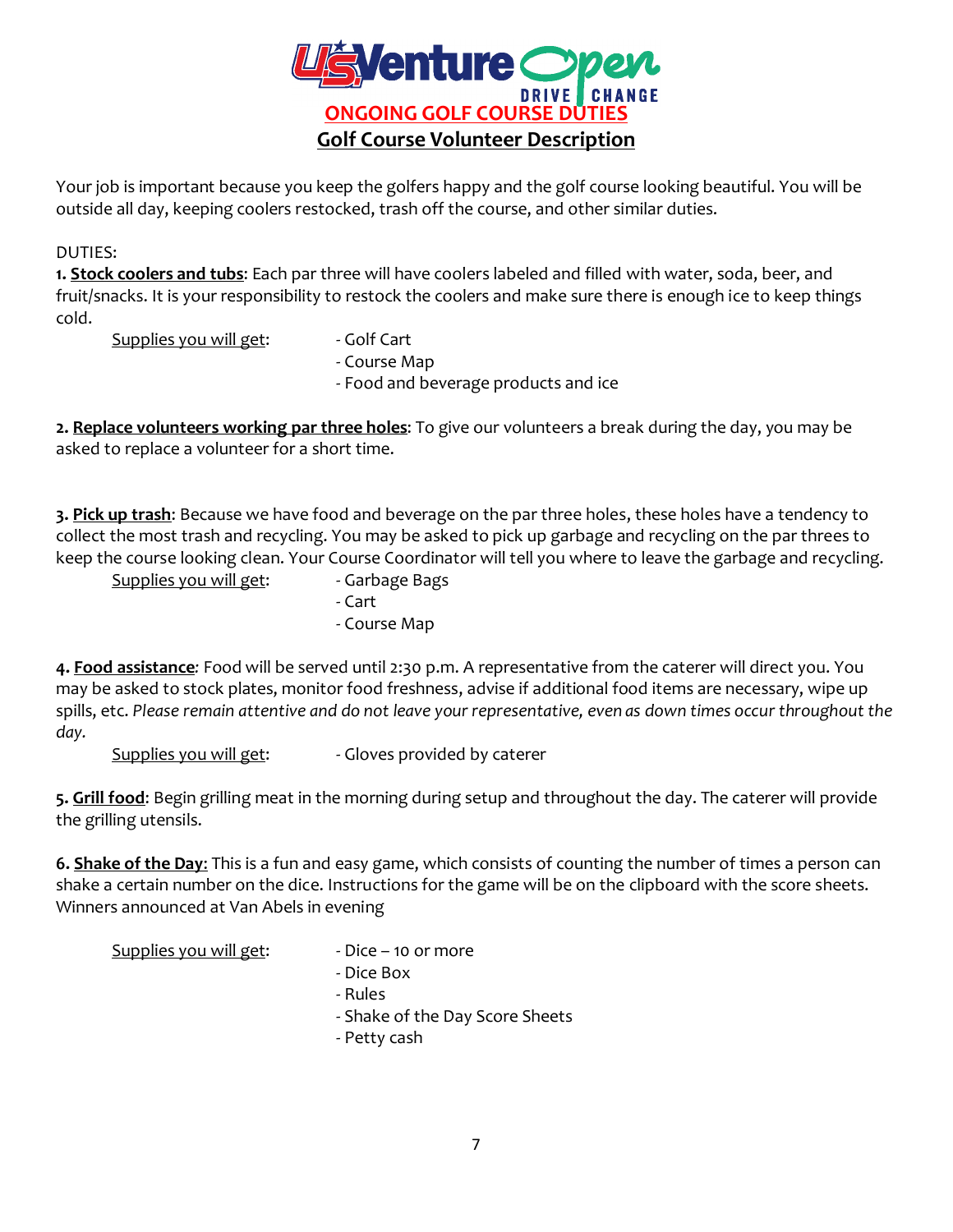# ONGOING GOLF COURSE DUTIES

## Golf Course Volunteer Description

Your job is important because you keep the golfers happy and the golf course looking beautiful. You will be outside all day, keeping coolers restocked, trash off the course, and other similar duties.

DUTIES:

**1. Stock coolers and tubs**: Each par three will have coolers labeled and filled with water, soda, beer, and fruit/snacks. It is your responsibility to restock the coolers and make sure there is enough ice to keep things cold.

Supplies you will get:
- Golf Cart
- Course Map
- Food and beverage products and ice

**2. Replace volunteers working par three holes**: To give our volunteers a break during the day, you may be asked to replace a volunteer for a short time.

**3. Pick up trash**: Because we have food and beverage on the par three holes, these holes have a tendency to collect the most trash and recycling. You may be asked to pick up garbage and recycling on the par threes to keep the course looking clean. Your Course Coordinator will tell you where to leave the garbage and recycling.

Supplies you will get:
- Garbage Bags
- Cart
- Course Map

**4. Food assistance***:* Food will be served until 2:30 p.m. A representative from the caterer will direct you. You may be asked to stock plates, monitor food freshness, advise if additional food items are necessary, wipe up spills, etc. *Please remain attentive and do not leave your representative, even as down times occur throughout the day.*

Supplies you will get:
- Gloves provided by caterer

**5. Grill food**: Begin grilling meat in the morning during setup and throughout the day. The caterer will provide the grilling utensils.

**6. Shake of the Day**: This is a fun and easy game, which consists of counting the number of times a person can shake a certain number on the dice. Instructions for the game will be on the clipboard with the score sheets. Winners announced at Van Abels in evening

Supplies you will get:
- Dice – 10 or more
- Dice Box
- Rules
- Shake of the Day Score Sheets
- Petty cash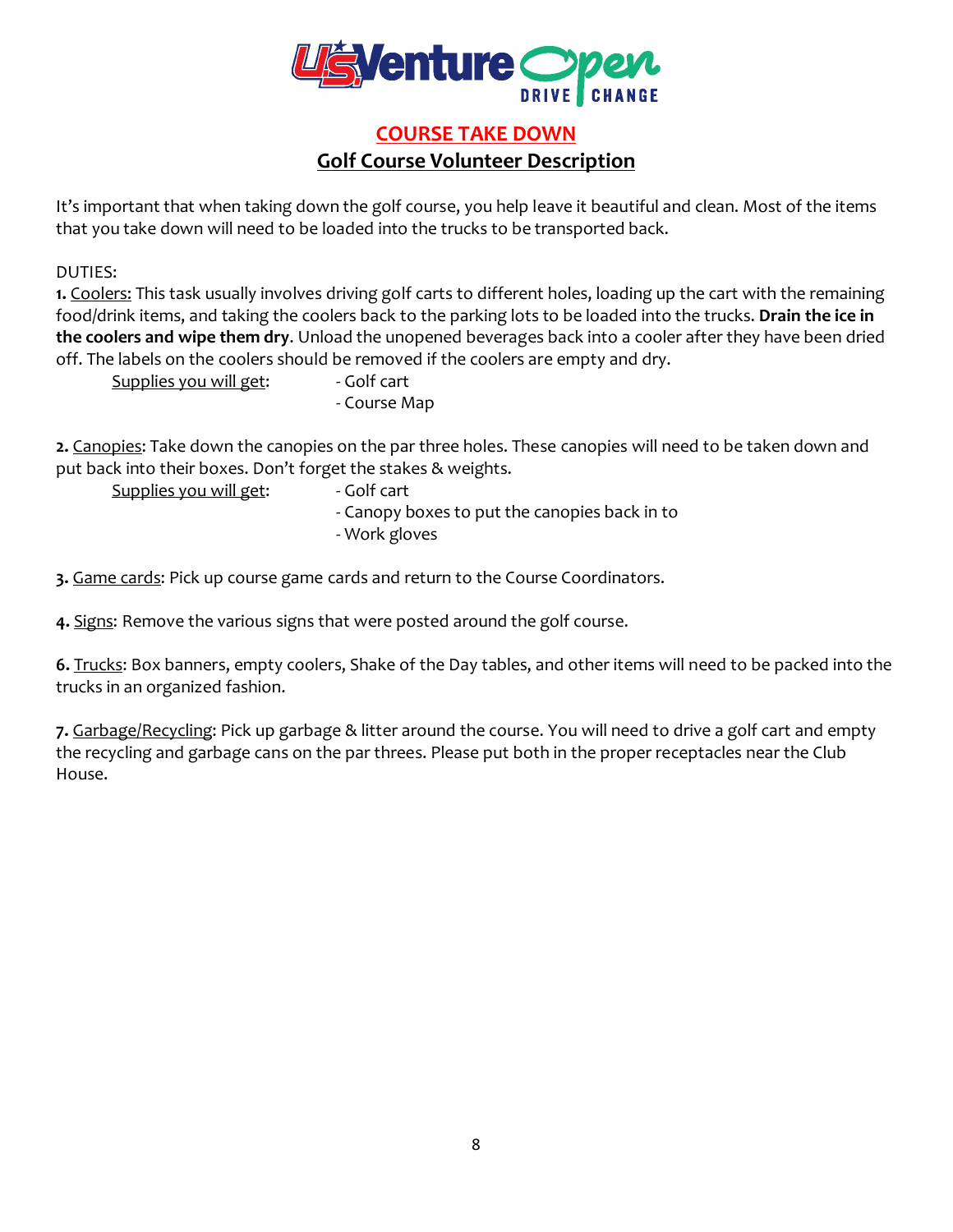# COURSE TAKE DOWN

## Golf Course Volunteer Description

It's important that when taking down the golf course, you help leave it beautiful and clean. Most of the items that you take down will need to be loaded into the trucks to be transported back.

DUTIES:

**1.** Coolers: This task usually involves driving golf carts to different holes, loading up the cart with the remaining food/drink items, and taking the coolers back to the parking lots to be loaded into the trucks. **Drain the ice in the coolers and wipe them dry**. Unload the unopened beverages back into a cooler after they have been dried off. The labels on the coolers should be removed if the coolers are empty and dry.

Supplies you will get:
- Golf cart
- Course Map

**2.** Canopies: Take down the canopies on the par three holes. These canopies will need to be taken down and put back into their boxes. Don't forget the stakes & weights.

Supplies you will get:
- Golf cart
- Canopy boxes to put the canopies back in to
- Work gloves

**3.** Game cards: Pick up course game cards and return to the Course Coordinators.

**4.** Signs: Remove the various signs that were posted around the golf course.

**6.** Trucks: Box banners, empty coolers, Shake of the Day tables, and other items will need to be packed into the trucks in an organized fashion.

**7.** Garbage/Recycling: Pick up garbage & litter around the course. You will need to drive a golf cart and empty the recycling and garbage cans on the par threes. Please put both in the proper receptacles near the Club House.